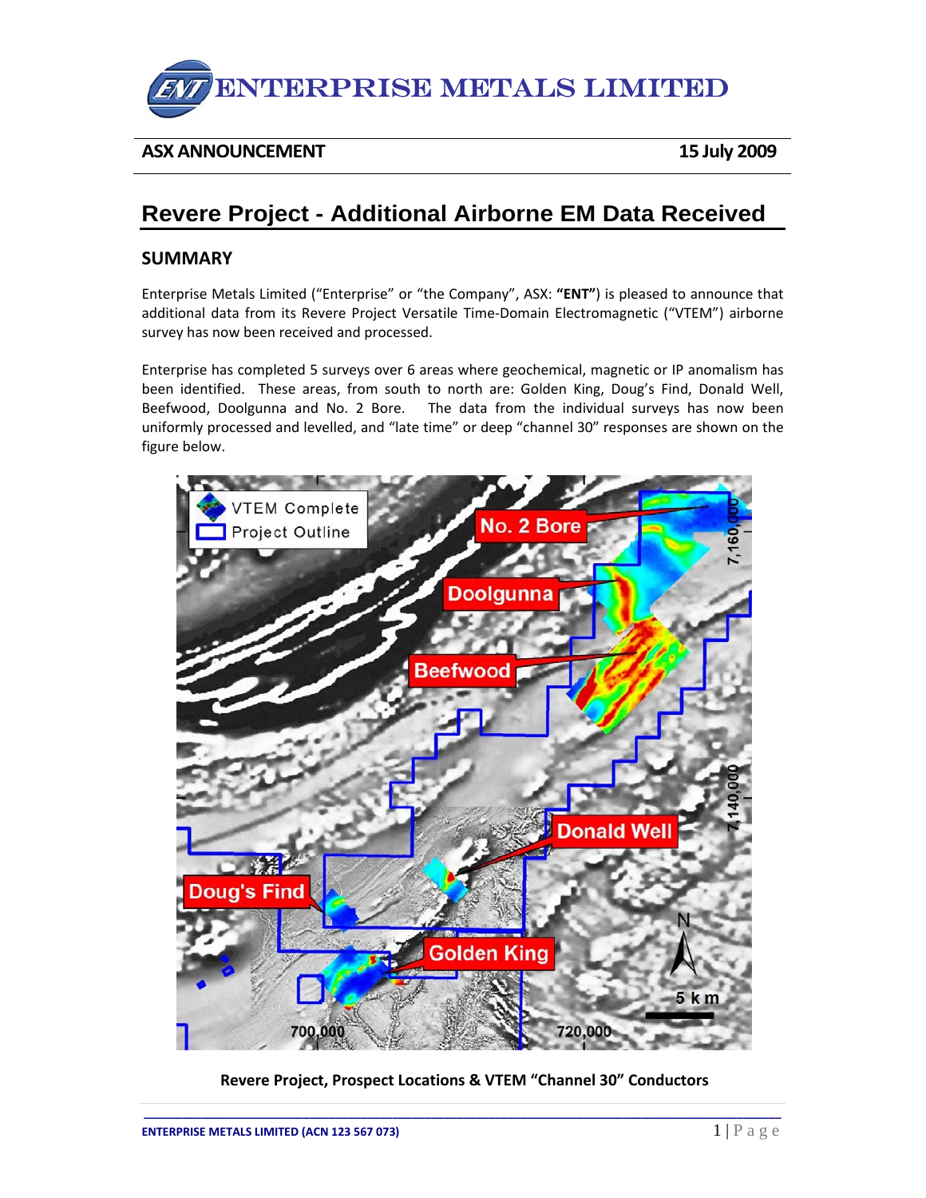# ENTERPRISE METALS LIMITED

**ASX ANNOUNCEMENT** **15 July 2009**

## Revere Project - Additional Airborne EM Data Received

### SUMMARY

Enterprise Metals Limited ("Enterprise" or "the Company", ASX: **"ENT"**) is pleased to announce that additional data from its Revere Project Versatile Time-Domain Electromagnetic ("VTEM") airborne survey has now been received and processed.

Enterprise has completed 5 surveys over 6 areas where geochemical, magnetic or IP anomalism has been identified. These areas, from south to north are: Golden King, Doug's Find, Donald Well, Beefwood, Doolgunna and No. 2 Bore. The data from the individual surveys has now been uniformly processed and levelled, and "late time" or deep "channel 30" responses are shown on the figure below.

**Revere Project, Prospect Locations & VTEM "Channel 30" Conductors**

ENTERPRISE METALS LIMITED (ACN 123 567 073)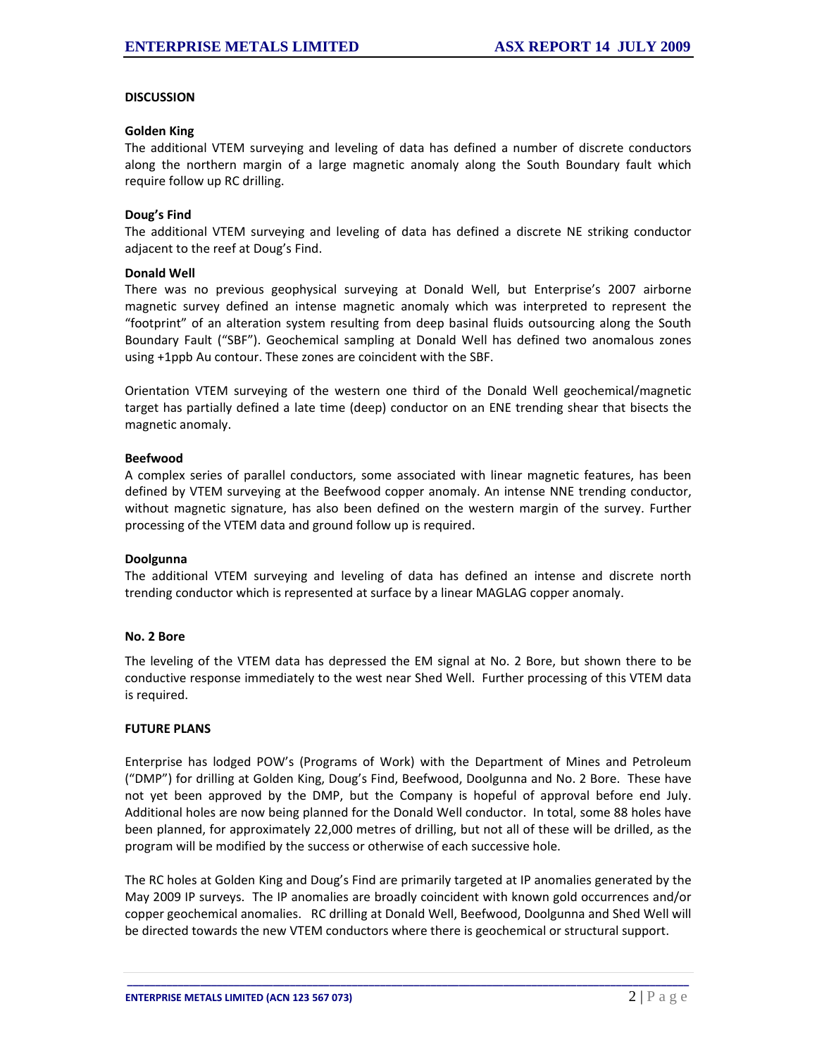## DISCUSSION

### Golden King

The additional VTEM surveying and leveling of data has defined a number of discrete conductors along the northern margin of a large magnetic anomaly along the South Boundary fault which require follow up RC drilling.

### Doug's Find

The additional VTEM surveying and leveling of data has defined a discrete NE striking conductor adjacent to the reef at Doug's Find.

### Donald Well

There was no previous geophysical surveying at Donald Well, but Enterprise's 2007 airborne magnetic survey defined an intense magnetic anomaly which was interpreted to represent the "footprint" of an alteration system resulting from deep basinal fluids outsourcing along the South Boundary Fault ("SBF"). Geochemical sampling at Donald Well has defined two anomalous zones using +1ppb Au contour. These zones are coincident with the SBF.

Orientation VTEM surveying of the western one third of the Donald Well geochemical/magnetic target has partially defined a late time (deep) conductor on an ENE trending shear that bisects the magnetic anomaly.

### Beefwood

A complex series of parallel conductors, some associated with linear magnetic features, has been defined by VTEM surveying at the Beefwood copper anomaly. An intense NNE trending conductor, without magnetic signature, has also been defined on the western margin of the survey. Further processing of the VTEM data and ground follow up is required.

### Doolgunna

The additional VTEM surveying and leveling of data has defined an intense and discrete north trending conductor which is represented at surface by a linear MAGLAG copper anomaly.

### No. 2 Bore

The leveling of the VTEM data has depressed the EM signal at No. 2 Bore, but shown there to be conductive response immediately to the west near Shed Well. Further processing of this VTEM data is required.

## FUTURE PLANS

Enterprise has lodged POW's (Programs of Work) with the Department of Mines and Petroleum ("DMP") for drilling at Golden King, Doug's Find, Beefwood, Doolgunna and No. 2 Bore. These have not yet been approved by the DMP, but the Company is hopeful of approval before end July. Additional holes are now being planned for the Donald Well conductor. In total, some 88 holes have been planned, for approximately 22,000 metres of drilling, but not all of these will be drilled, as the program will be modified by the success or otherwise of each successive hole.

The RC holes at Golden King and Doug's Find are primarily targeted at IP anomalies generated by the May 2009 IP surveys. The IP anomalies are broadly coincident with known gold occurrences and/or copper geochemical anomalies. RC drilling at Donald Well, Beefwood, Doolgunna and Shed Well will be directed towards the new VTEM conductors where there is geochemical or structural support.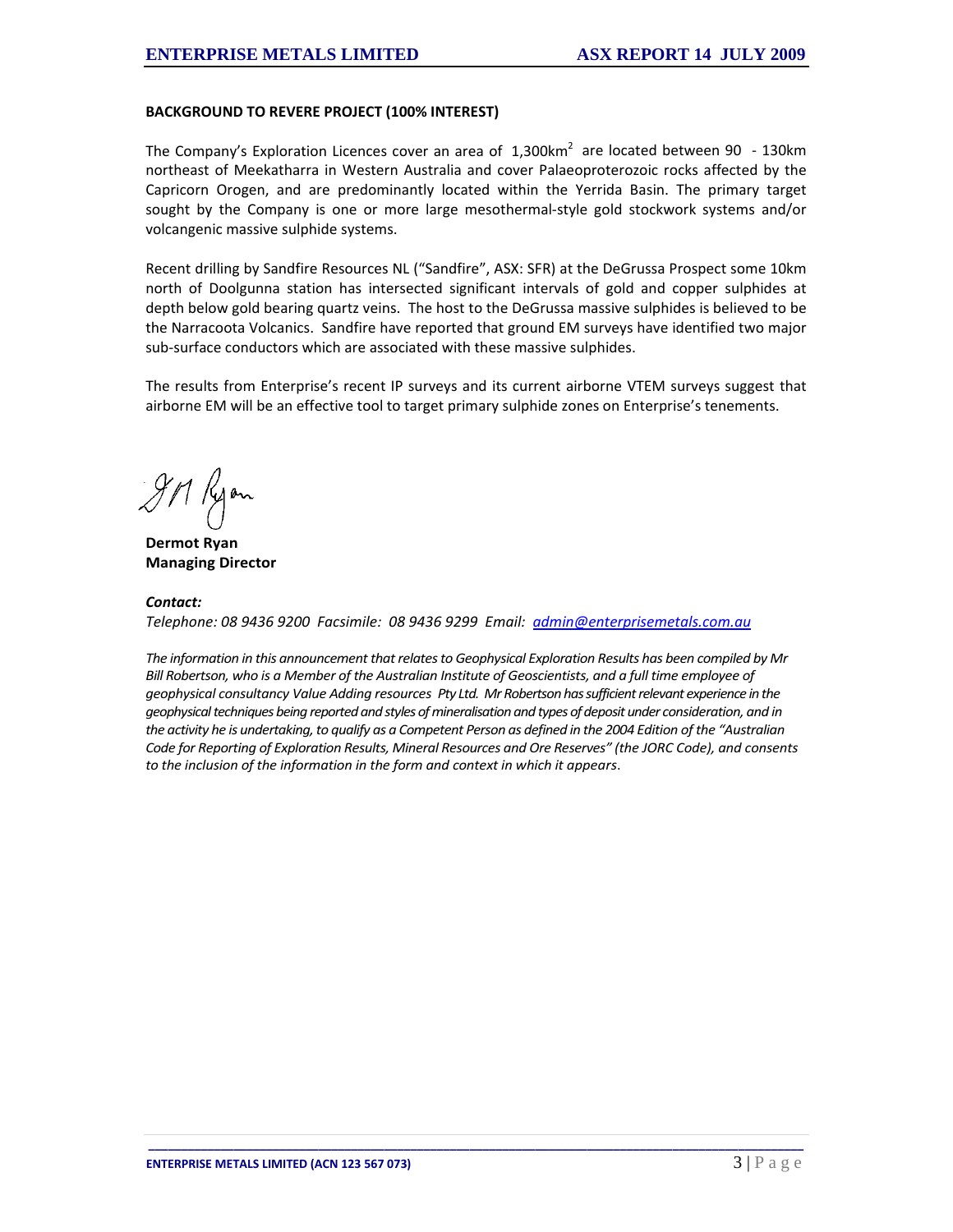**BACKGROUND TO REVERE PROJECT (100% INTEREST)**

The Company's Exploration Licences cover an area of 1,300km$^2$ are located between 90 - 130km northeast of Meekatharra in Western Australia and cover Palaeoproterozoic rocks affected by the Capricorn Orogen, and are predominantly located within the Yerrida Basin. The primary target sought by the Company is one or more large mesothermal-style gold stockwork systems and/or volcangenic massive sulphide systems.

Recent drilling by Sandfire Resources NL ("Sandfire", ASX: SFR) at the DeGrussa Prospect some 10km north of Doolgunna station has intersected significant intervals of gold and copper sulphides at depth below gold bearing quartz veins. The host to the DeGrussa massive sulphides is believed to be the Narracoota Volcanics. Sandfire have reported that ground EM surveys have identified two major sub-surface conductors which are associated with these massive sulphides.

The results from Enterprise's recent IP surveys and its current airborne VTEM surveys suggest that airborne EM will be an effective tool to target primary sulphide zones on Enterprise's tenements.

**Dermot Ryan**
**Managing Director**

***Contact:***
*Telephone: 08 9436 9200 Facsimile: 08 9436 9299 Email: admin@enterprisemetals.com.au*

*The information in this announcement that relates to Geophysical Exploration Results has been compiled by Mr Bill Robertson, who is a Member of the Australian Institute of Geoscientists, and a full time employee of geophysical consultancy Value Adding resources Pty Ltd. Mr Robertson has sufficient relevant experience in the geophysical techniques being reported and styles of mineralisation and types of deposit under consideration, and in the activity he is undertaking, to qualify as a Competent Person as defined in the 2004 Edition of the "Australian Code for Reporting of Exploration Results, Mineral Resources and Ore Reserves" (the JORC Code), and consents to the inclusion of the information in the form and context in which it appears.*